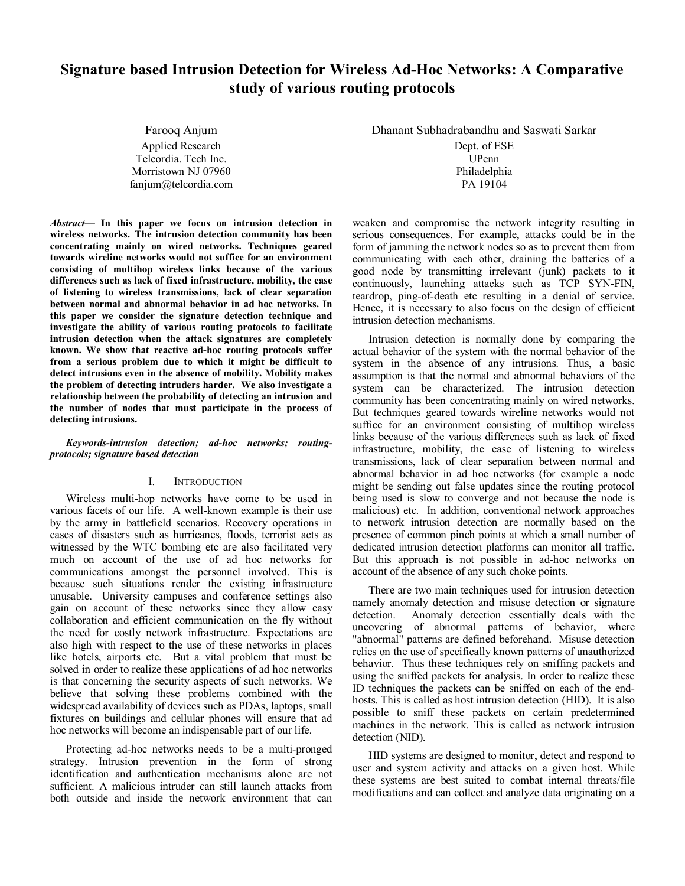# Signature based Intrusion Detection for Wireless Ad-Hoc Networks: A Comparative study of various routing protocols

Farooq Anjum
Applied Research
Telcordia. Tech Inc.
Morristown NJ 07960
fanjum@telcordia.com

Dhanant Subhadrabandhu and Saswati Sarkar
Dept. of ESE
UPenn
Philadelphia
PA 19104

***Abstract*— In this paper we focus on intrusion detection in wireless networks. The intrusion detection community has been concentrating mainly on wired networks. Techniques geared towards wireline networks would not suffice for an environment consisting of multihop wireless links because of the various differences such as lack of fixed infrastructure, mobility, the ease of listening to wireless transmissions, lack of clear separation between normal and abnormal behavior in ad hoc networks. In this paper we consider the signature detection technique and investigate the ability of various routing protocols to facilitate intrusion detection when the attack signatures are completely known. We show that reactive ad-hoc routing protocols suffer from a serious problem due to which it might be difficult to detect intrusions even in the absence of mobility. Mobility makes the problem of detecting intruders harder. We also investigate a relationship between the probability of detecting an intrusion and the number of nodes that must participate in the process of detecting intrusions.**

***Keywords-intrusion detection; ad-hoc networks; routing-protocols; signature based detection***

## I. Introduction

Wireless multi-hop networks have come to be used in various facets of our life. A well-known example is their use by the army in battlefield scenarios. Recovery operations in cases of disasters such as hurricanes, floods, terrorist acts as witnessed by the WTC bombing etc are also facilitated very much on account of the use of ad hoc networks for communications amongst the personnel involved. This is because such situations render the existing infrastructure unusable. University campuses and conference settings also gain on account of these networks since they allow easy collaboration and efficient communication on the fly without the need for costly network infrastructure. Expectations are also high with respect to the use of these networks in places like hotels, airports etc. But a vital problem that must be solved in order to realize these applications of ad hoc networks is that concerning the security aspects of such networks. We believe that solving these problems combined with the widespread availability of devices such as PDAs, laptops, small fixtures on buildings and cellular phones will ensure that ad hoc networks will become an indispensable part of our life.

Protecting ad-hoc networks needs to be a multi-pronged strategy. Intrusion prevention in the form of strong identification and authentication mechanisms alone are not sufficient. A malicious intruder can still launch attacks from both outside and inside the network environment that can weaken and compromise the network integrity resulting in serious consequences. For example, attacks could be in the form of jamming the network nodes so as to prevent them from communicating with each other, draining the batteries of a good node by transmitting irrelevant (junk) packets to it continuously, launching attacks such as TCP SYN-FIN, teardrop, ping-of-death etc resulting in a denial of service. Hence, it is necessary to also focus on the design of efficient intrusion detection mechanisms.

Intrusion detection is normally done by comparing the actual behavior of the system with the normal behavior of the system in the absence of any intrusions. Thus, a basic assumption is that the normal and abnormal behaviors of the system can be characterized. The intrusion detection community has been concentrating mainly on wired networks. But techniques geared towards wireline networks would not suffice for an environment consisting of multihop wireless links because of the various differences such as lack of fixed infrastructure, mobility, the ease of listening to wireless transmissions, lack of clear separation between normal and abnormal behavior in ad hoc networks (for example a node might be sending out false updates since the routing protocol being used is slow to converge and not because the node is malicious) etc. In addition, conventional network approaches to network intrusion detection are normally based on the presence of common pinch points at which a small number of dedicated intrusion detection platforms can monitor all traffic. But this approach is not possible in ad-hoc networks on account of the absence of any such choke points.

There are two main techniques used for intrusion detection namely anomaly detection and misuse detection or signature detection. Anomaly detection essentially deals with the uncovering of abnormal patterns of behavior, where "abnormal" patterns are defined beforehand. Misuse detection relies on the use of specifically known patterns of unauthorized behavior. Thus these techniques rely on sniffing packets and using the sniffed packets for analysis. In order to realize these ID techniques the packets can be sniffed on each of the end-hosts. This is called as host intrusion detection (HID). It is also possible to sniff these packets on certain predetermined machines in the network. This is called as network intrusion detection (NID).

HID systems are designed to monitor, detect and respond to user and system activity and attacks on a given host. While these systems are best suited to combat internal threats/file modifications and can collect and analyze data originating on a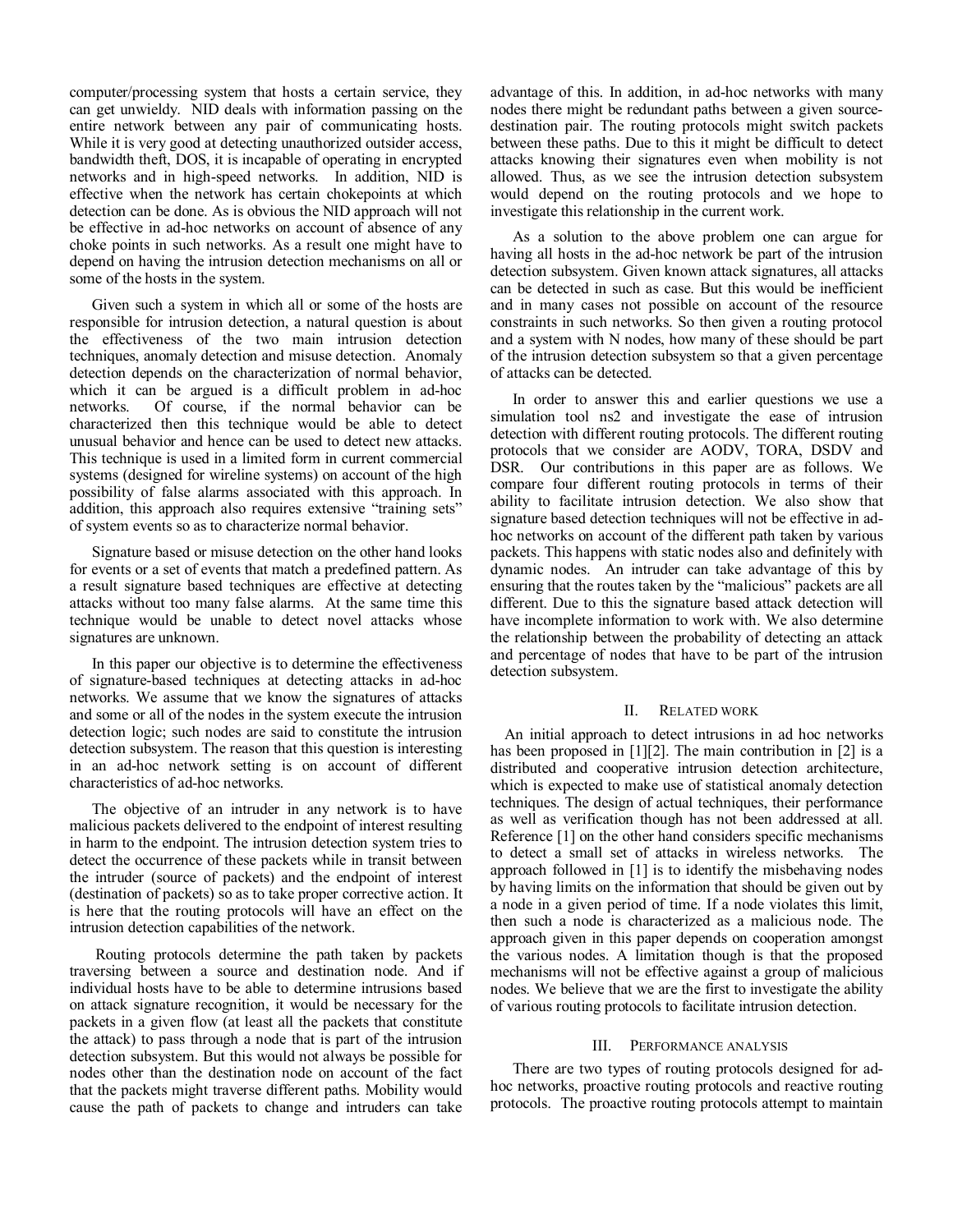computer/processing system that hosts a certain service, they can get unwieldy. NID deals with information passing on the entire network between any pair of communicating hosts. While it is very good at detecting unauthorized outsider access, bandwidth theft, DOS, it is incapable of operating in encrypted networks and in high-speed networks. In addition, NID is effective when the network has certain chokepoints at which detection can be done. As is obvious the NID approach will not be effective in ad-hoc networks on account of absence of any choke points in such networks. As a result one might have to depend on having the intrusion detection mechanisms on all or some of the hosts in the system.

Given such a system in which all or some of the hosts are responsible for intrusion detection, a natural question is about the effectiveness of the two main intrusion detection techniques, anomaly detection and misuse detection. Anomaly detection depends on the characterization of normal behavior, which it can be argued is a difficult problem in ad-hoc networks. Of course, if the normal behavior can be characterized then this technique would be able to detect unusual behavior and hence can be used to detect new attacks. This technique is used in a limited form in current commercial systems (designed for wireline systems) on account of the high possibility of false alarms associated with this approach. In addition, this approach also requires extensive "training sets" of system events so as to characterize normal behavior.

Signature based or misuse detection on the other hand looks for events or a set of events that match a predefined pattern. As a result signature based techniques are effective at detecting attacks without too many false alarms. At the same time this technique would be unable to detect novel attacks whose signatures are unknown.

In this paper our objective is to determine the effectiveness of signature-based techniques at detecting attacks in ad-hoc networks. We assume that we know the signatures of attacks and some or all of the nodes in the system execute the intrusion detection logic; such nodes are said to constitute the intrusion detection subsystem. The reason that this question is interesting in an ad-hoc network setting is on account of different characteristics of ad-hoc networks.

The objective of an intruder in any network is to have malicious packets delivered to the endpoint of interest resulting in harm to the endpoint. The intrusion detection system tries to detect the occurrence of these packets while in transit between the intruder (source of packets) and the endpoint of interest (destination of packets) so as to take proper corrective action. It is here that the routing protocols will have an effect on the intrusion detection capabilities of the network.

Routing protocols determine the path taken by packets traversing between a source and destination node. And if individual hosts have to be able to determine intrusions based on attack signature recognition, it would be necessary for the packets in a given flow (at least all the packets that constitute the attack) to pass through a node that is part of the intrusion detection subsystem. But this would not always be possible for nodes other than the destination node on account of the fact that the packets might traverse different paths. Mobility would cause the path of packets to change and intruders can take advantage of this. In addition, in ad-hoc networks with many nodes there might be redundant paths between a given source-destination pair. The routing protocols might switch packets between these paths. Due to this it might be difficult to detect attacks knowing their signatures even when mobility is not allowed. Thus, as we see the intrusion detection subsystem would depend on the routing protocols and we hope to investigate this relationship in the current work.

As a solution to the above problem one can argue for having all hosts in the ad-hoc network be part of the intrusion detection subsystem. Given known attack signatures, all attacks can be detected in such as case. But this would be inefficient and in many cases not possible on account of the resource constraints in such networks. So then given a routing protocol and a system with N nodes, how many of these should be part of the intrusion detection subsystem so that a given percentage of attacks can be detected.

In order to answer this and earlier questions we use a simulation tool ns2 and investigate the ease of intrusion detection with different routing protocols. The different routing protocols that we consider are AODV, TORA, DSDV and DSR. Our contributions in this paper are as follows. We compare four different routing protocols in terms of their ability to facilitate intrusion detection. We also show that signature based detection techniques will not be effective in ad-hoc networks on account of the different path taken by various packets. This happens with static nodes also and definitely with dynamic nodes. An intruder can take advantage of this by ensuring that the routes taken by the "malicious" packets are all different. Due to this the signature based attack detection will have incomplete information to work with. We also determine the relationship between the probability of detecting an attack and percentage of nodes that have to be part of the intrusion detection subsystem.

## II. Related work

An initial approach to detect intrusions in ad hoc networks has been proposed in [1][2]. The main contribution in [2] is a distributed and cooperative intrusion detection architecture, which is expected to make use of statistical anomaly detection techniques. The design of actual techniques, their performance as well as verification though has not been addressed at all. Reference [1] on the other hand considers specific mechanisms to detect a small set of attacks in wireless networks. The approach followed in [1] is to identify the misbehaving nodes by having limits on the information that should be given out by a node in a given period of time. If a node violates this limit, then such a node is characterized as a malicious node. The approach given in this paper depends on cooperation amongst the various nodes. A limitation though is that the proposed mechanisms will not be effective against a group of malicious nodes. We believe that we are the first to investigate the ability of various routing protocols to facilitate intrusion detection.

## III. Performance analysis

There are two types of routing protocols designed for ad-hoc networks, proactive routing protocols and reactive routing protocols. The proactive routing protocols attempt to maintain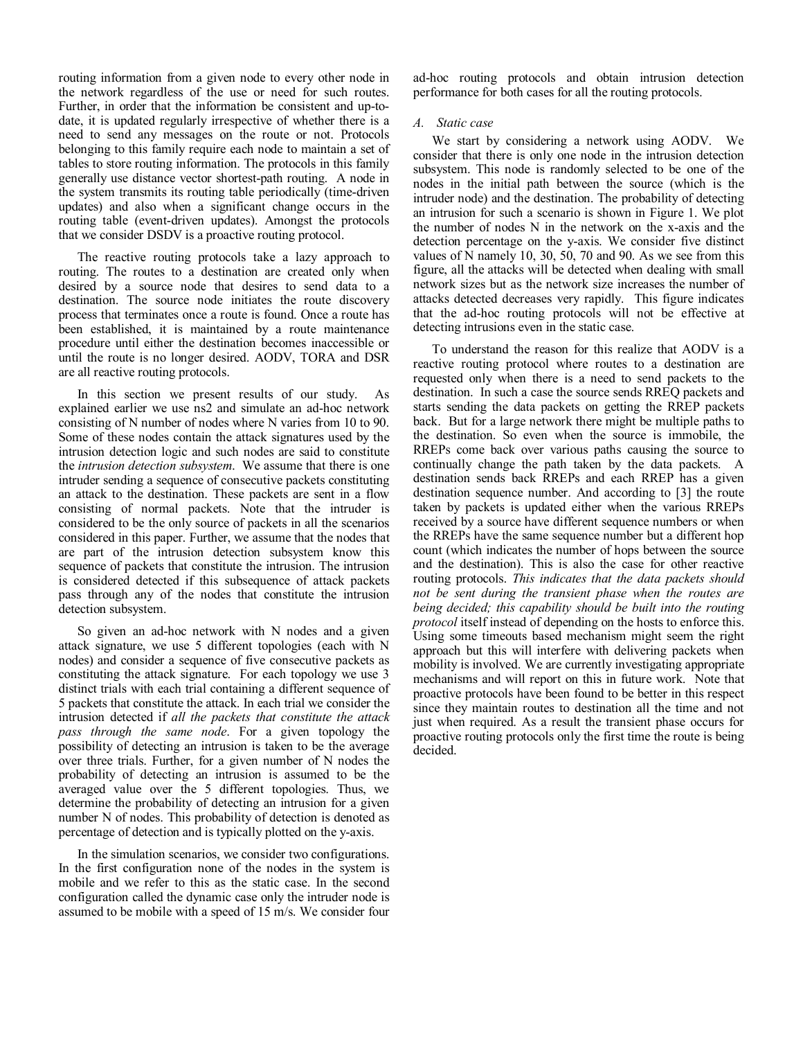routing information from a given node to every other node in the network regardless of the use or need for such routes. Further, in order that the information be consistent and up-to-date, it is updated regularly irrespective of whether there is a need to send any messages on the route or not. Protocols belonging to this family require each node to maintain a set of tables to store routing information. The protocols in this family generally use distance vector shortest-path routing. A node in the system transmits its routing table periodically (time-driven updates) and also when a significant change occurs in the routing table (event-driven updates). Amongst the protocols that we consider DSDV is a proactive routing protocol.

The reactive routing protocols take a lazy approach to routing. The routes to a destination are created only when desired by a source node that desires to send data to a destination. The source node initiates the route discovery process that terminates once a route is found. Once a route has been established, it is maintained by a route maintenance procedure until either the destination becomes inaccessible or until the route is no longer desired. AODV, TORA and DSR are all reactive routing protocols.

In this section we present results of our study. As explained earlier we use ns2 and simulate an ad-hoc network consisting of N number of nodes where N varies from 10 to 90. Some of these nodes contain the attack signatures used by the intrusion detection logic and such nodes are said to constitute the *intrusion detection subsystem*. We assume that there is one intruder sending a sequence of consecutive packets constituting an attack to the destination. These packets are sent in a flow consisting of normal packets. Note that the intruder is considered to be the only source of packets in all the scenarios considered in this paper. Further, we assume that the nodes that are part of the intrusion detection subsystem know this sequence of packets that constitute the intrusion. The intrusion is considered detected if this subsequence of attack packets pass through any of the nodes that constitute the intrusion detection subsystem.

So given an ad-hoc network with N nodes and a given attack signature, we use 5 different topologies (each with N nodes) and consider a sequence of five consecutive packets as constituting the attack signature. For each topology we use 3 distinct trials with each trial containing a different sequence of 5 packets that constitute the attack. In each trial we consider the intrusion detected if *all the packets that constitute the attack pass through the same node*. For a given topology the possibility of detecting an intrusion is taken to be the average over three trials. Further, for a given number of N nodes the probability of detecting an intrusion is assumed to be the averaged value over the 5 different topologies. Thus, we determine the probability of detecting an intrusion for a given number N of nodes. This probability of detection is denoted as percentage of detection and is typically plotted on the y-axis.

In the simulation scenarios, we consider two configurations. In the first configuration none of the nodes in the system is mobile and we refer to this as the static case. In the second configuration called the dynamic case only the intruder node is assumed to be mobile with a speed of 15 m/s. We consider four ad-hoc routing protocols and obtain intrusion detection performance for both cases for all the routing protocols.

### A. *Static case*

We start by considering a network using AODV. We consider that there is only one node in the intrusion detection subsystem. This node is randomly selected to be one of the nodes in the initial path between the source (which is the intruder node) and the destination. The probability of detecting an intrusion for such a scenario is shown in Figure 1. We plot the number of nodes N in the network on the x-axis and the detection percentage on the y-axis. We consider five distinct values of N namely 10, 30, 50, 70 and 90. As we see from this figure, all the attacks will be detected when dealing with small network sizes but as the network size increases the number of attacks detected decreases very rapidly. This figure indicates that the ad-hoc routing protocols will not be effective at detecting intrusions even in the static case.

To understand the reason for this realize that AODV is a reactive routing protocol where routes to a destination are requested only when there is a need to send packets to the destination. In such a case the source sends RREQ packets and starts sending the data packets on getting the RREP packets back. But for a large network there might be multiple paths to the destination. So even when the source is immobile, the RREPs come back over various paths causing the source to continually change the path taken by the data packets. A destination sends back RREPs and each RREP has a given destination sequence number. And according to [3] the route taken by packets is updated either when the various RREPs received by a source have different sequence numbers or when the RREPs have the same sequence number but a different hop count (which indicates the number of hops between the source and the destination). This is also the case for other reactive routing protocols. *This indicates that the data packets should not be sent during the transient phase when the routes are being decided; this capability should be built into the routing protocol* itself instead of depending on the hosts to enforce this. Using some timeouts based mechanism might seem the right approach but this will interfere with delivering packets when mobility is involved. We are currently investigating appropriate mechanisms and will report on this in future work. Note that proactive protocols have been found to be better in this respect since they maintain routes to destination all the time and not just when required. As a result the transient phase occurs for proactive routing protocols only the first time the route is being decided.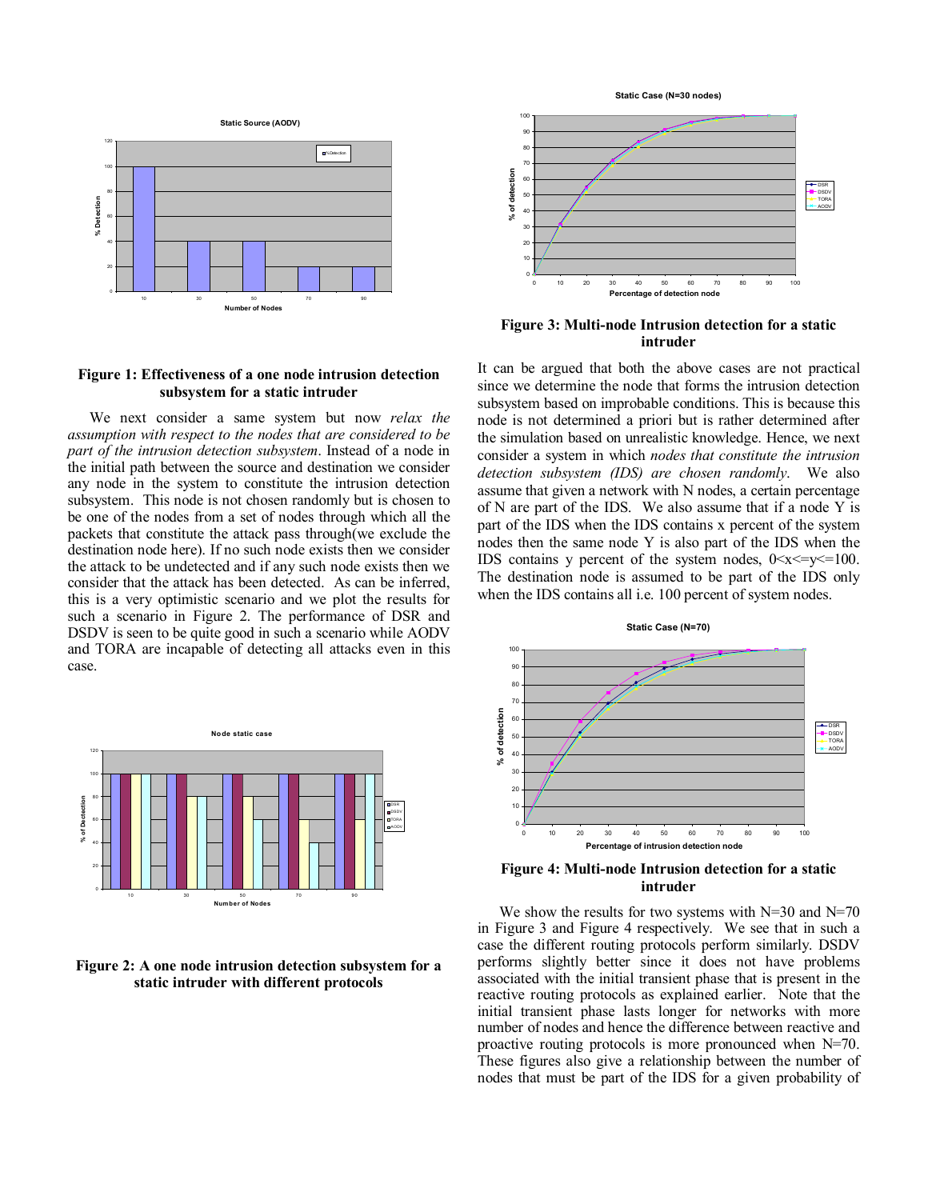Static Source (AODV)

120
100
80
60
40
20
0

% Detection

%Detection

10 30 50 70 90

Number of Nodes

**Figure 1: Effectiveness of a one node intrusion detection subsystem for a static intruder**

We next consider a same system but now *relax the assumption with respect to the nodes that are considered to be part of the intrusion detection subsystem*. Instead of a node in the initial path between the source and destination we consider any node in the system to constitute the intrusion detection subsystem. This node is not chosen randomly but is chosen to be one of the nodes from a set of nodes through which all the packets that constitute the attack pass through(we exclude the destination node here). If no such node exists then we consider the attack to be undetected and if any such node exists then we consider that the attack has been detected. As can be inferred, this is a very optimistic scenario and we plot the results for such a scenario in Figure 2. The performance of DSR and DSDV is seen to be quite good in such a scenario while AODV and TORA are incapable of detecting all attacks even in this case.

Node static case

120
100
80
60
40
20
0

% of Dectection

DSR
DSDV
TORA
AODV

10 30 50 70 90

Number of Nodes

**Figure 2: A one node intrusion detection subsystem for a static intruder with different protocols**

Static Case (N=30 nodes)

100
90
80
70
60
50
40
30
20
10
0

% of detection

DSR
DSDV
TORA
AODV

0 10 20 30 40 50 60 70 80 90 100

Percentage of detection node

**Figure 3: Multi-node Intrusion detection for a static intruder**

It can be argued that both the above cases are not practical since we determine the node that forms the intrusion detection subsystem based on improbable conditions. This is because this node is not determined a priori but is rather determined after the simulation based on unrealistic knowledge. Hence, we next consider a system in which *nodes that constitute the intrusion detection subsystem (IDS) are chosen randomly*. We also assume that given a network with N nodes, a certain percentage of N are part of the IDS. We also assume that if a node Y is part of the IDS when the IDS contains x percent of the system nodes then the same node Y is also part of the IDS when the IDS contains y percent of the system nodes, $0<x<=y<=100$. The destination node is assumed to be part of the IDS only when the IDS contains all i.e. 100 percent of system nodes.

Static Case (N=70)

100
90
80
70
60
50
40
30
20
10
0

% of detection

DSR
DSDV
TORA
AODV

0 10 20 30 40 50 60 70 80 90 100

Percentage of intrusion detection node

**Figure 4: Multi-node Intrusion detection for a static intruder**

We show the results for two systems with N=30 and N=70 in Figure 3 and Figure 4 respectively. We see that in such a case the different routing protocols perform similarly. DSDV performs slightly better since it does not have problems associated with the initial transient phase that is present in the reactive routing protocols as explained earlier. Note that the initial transient phase lasts longer for networks with more number of nodes and hence the difference between reactive and proactive routing protocols is more pronounced when N=70. These figures also give a relationship between the number of nodes that must be part of the IDS for a given probability of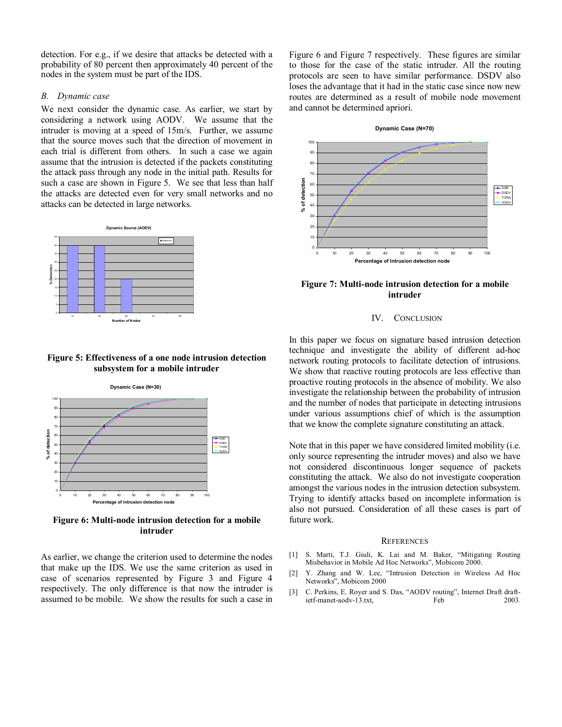detection. For e.g., if we desire that attacks be detected with a probability of 80 percent then approximately 40 percent of the nodes in the system must be part of the IDS.

### *B. Dynamic case*

We next consider the dynamic case. As earlier, we start by considering a network using AODV. We assume that the intruder is moving at a speed of 15m/s. Further, we assume that the source moves such that the direction of movement in each trial is different from others. In such a case we again assume that the intrusion is detected if the packets constituting the attack pass through any node in the initial path. Results for such a case are shown in Figure 5. We see that less than half the attacks are detected even for very small networks and no attacks can be detected in large networks.

Dynamic Source (AODV)

% Detection

Number of Nodes

45
40
35
30
25
20
15
10
5
0

10 30 50 70 90

**Figure 5: Effectiveness of a one node intrusion detection subsystem for a mobile intruder**

Dynamic Case (N=30)

% of detection

Percentage of intrusion detection node

100
90
80
70
60
50
40
30
20
10
0

0 10 20 30 40 50 60 70 80 90 100

DSR
DSDV
TORA
AODV

**Figure 6: Multi-node intrusion detection for a mobile intruder**

As earlier, we change the criterion used to determine the nodes that make up the IDS. We use the same criterion as used in case of scenarios represented by Figure 3 and Figure 4 respectively. The only difference is that now the intruder is assumed to be mobile. We show the results for such a case in Figure 6 and Figure 7 respectively. These figures are similar to those for the case of the static intruder. All the routing protocols are seen to have similar performance. DSDV also loses the advantage that it had in the static case since now new routes are determined as a result of mobile node movement and cannot be determined apriori.

Dynamic Case (N=70)

% of detection

Percentage of Intrusion detection node

100
90
80
70
60
50
40
30
20
10
0

0 10 20 30 40 50 60 70 80 90 100

DSR
DSDV
TORA
AODV

**Figure 7: Multi-node intrusion detection for a mobile intruder**

## IV. CONCLUSION

In this paper we focus on signature based intrusion detection technique and investigate the ability of different ad-hoc network routing protocols to facilitate detection of intrusions. We show that reactive routing protocols are less effective than proactive routing protocols in the absence of mobility. We also investigate the relationship between the probability of intrusion and the number of nodes that participate in detecting intrusions under various assumptions chief of which is the assumption that we know the complete signature constituting an attack.

Note that in this paper we have considered limited mobility (i.e. only source representing the intruder moves) and also we have not considered discontinuous longer sequence of packets constituting the attack. We also do not investigate cooperation amongst the various nodes in the intrusion detection subsystem. Trying to identify attacks based on incomplete information is also not pursued. Consideration of all these cases is part of future work.

## REFERENCES

[1] S. Marti, T.J. Giuli, K. Lai and M. Baker, "Mitigating Routing Misbehavior in Mobile Ad Hoc Networks", Mobicom 2000.

[2] Y. Zhang and W. Lee, "Intrusion Detection in Wireless Ad Hoc Networks", Mobicom 2000

[3] C. Perkins, E. Royer and S. Das, "AODV routing", Internet Draft draft-ietf-manet-aodv-13.txt, Feb 2003.